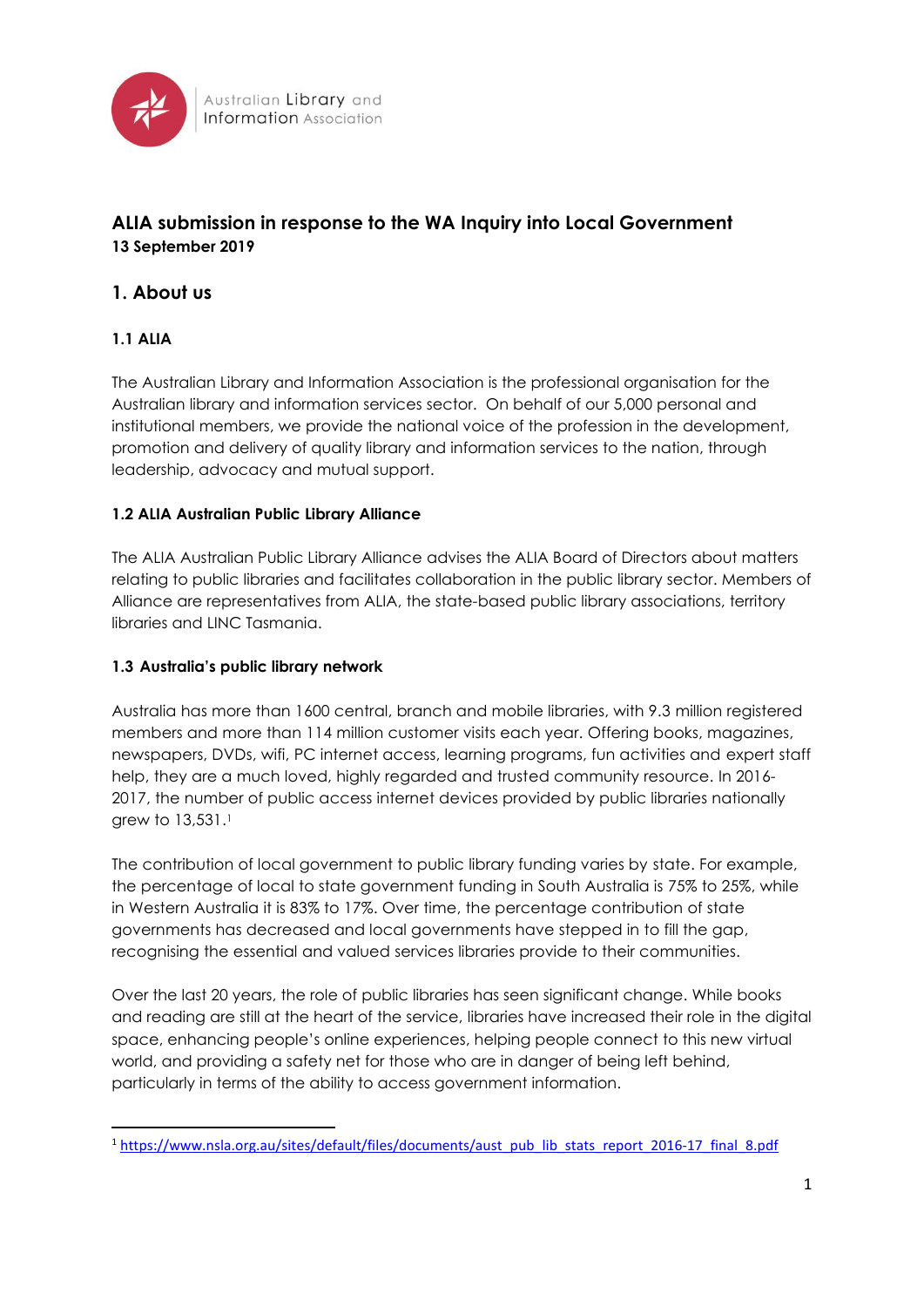Australian Library and Information Association

# ALIA submission in response to the WA Inquiry into Local Government

**13 September 2019**

## 1. About us

### 1.1 ALIA

The Australian Library and Information Association is the professional organisation for the Australian library and information services sector. On behalf of our 5,000 personal and institutional members, we provide the national voice of the profession in the development, promotion and delivery of quality library and information services to the nation, through leadership, advocacy and mutual support.

### 1.2 ALIA Australian Public Library Alliance

The ALIA Australian Public Library Alliance advises the ALIA Board of Directors about matters relating to public libraries and facilitates collaboration in the public library sector. Members of Alliance are representatives from ALIA, the state-based public library associations, territory libraries and LINC Tasmania.

### 1.3 Australia's public library network

Australia has more than 1600 central, branch and mobile libraries, with 9.3 million registered members and more than 114 million customer visits each year. Offering books, magazines, newspapers, DVDs, wifi, PC internet access, learning programs, fun activities and expert staff help, they are a much loved, highly regarded and trusted community resource. In 2016-2017, the number of public access internet devices provided by public libraries nationally grew to 13,531.[1]

The contribution of local government to public library funding varies by state. For example, the percentage of local to state government funding in South Australia is 75% to 25%, while in Western Australia it is 83% to 17%. Over time, the percentage contribution of state governments has decreased and local governments have stepped in to fill the gap, recognising the essential and valued services libraries provide to their communities.

Over the last 20 years, the role of public libraries has seen significant change. While books and reading are still at the heart of the service, libraries have increased their role in the digital space, enhancing people's online experiences, helping people connect to this new virtual world, and providing a safety net for those who are in danger of being left behind, particularly in terms of the ability to access government information.

---

[1] https://www.nsla.org.au/sites/default/files/documents/aust_pub_lib_stats_report_2016-17_final_8.pdf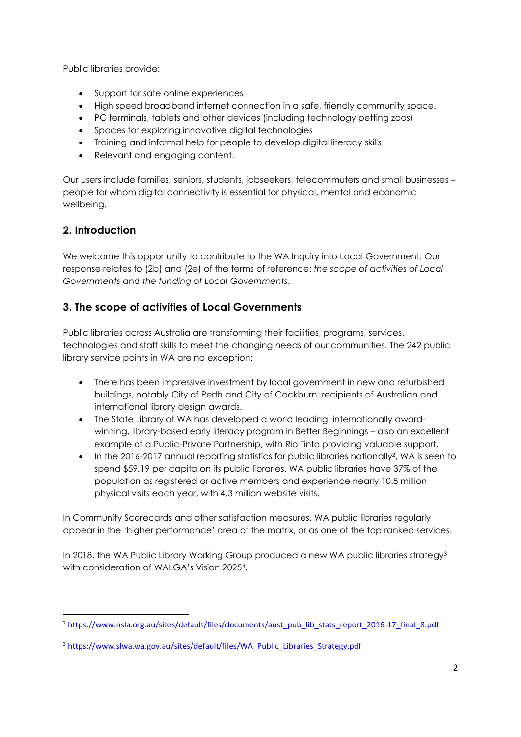Public libraries provide:

- Support for safe online experiences
- High speed broadband internet connection in a safe, friendly community space.
- PC terminals, tablets and other devices (including technology petting zoos)
- Spaces for exploring innovative digital technologies
- Training and informal help for people to develop digital literacy skills
- Relevant and engaging content.

Our users include families, seniors, students, jobseekers, telecommuters and small businesses – people for whom digital connectivity is essential for physical, mental and economic wellbeing.

## 2. Introduction

We welcome this opportunity to contribute to the WA Inquiry into Local Government. Our response relates to (2b) and (2e) of the terms of reference: *the scope of activities of Local Governments* and *the funding of Local Governments*.

## 3. The scope of activities of Local Governments

Public libraries across Australia are transforming their facilities, programs, services, technologies and staff skills to meet the changing needs of our communities. The 242 public library service points in WA are no exception:

- There has been impressive investment by local government in new and refurbished buildings, notably City of Perth and City of Cockburn, recipients of Australian and international library design awards.
- The State Library of WA has developed a world leading, internationally award-winning, library-based early literacy program in Better Beginnings – also an excellent example of a Public-Private Partnership, with Rio Tinto providing valuable support.
- In the 2016-2017 annual reporting statistics for public libraries nationally[2], WA is seen to spend $59.19 per capita on its public libraries. WA public libraries have 37% of the population as registered or active members and experience nearly 10.5 million physical visits each year, with 4.3 million website visits.

In Community Scorecards and other satisfaction measures, WA public libraries regularly appear in the 'higher performance' area of the matrix, or as one of the top ranked services.

In 2018, the WA Public Library Working Group produced a new WA public libraries strategy[3] with consideration of WALGA's Vision 2025[4].

---

[2] https://www.nsla.org.au/sites/default/files/documents/aust_pub_lib_stats_report_2016-17_final_8.pdf

[3] https://www.slwa.wa.gov.au/sites/default/files/WA_Public_Libraries_Strategy.pdf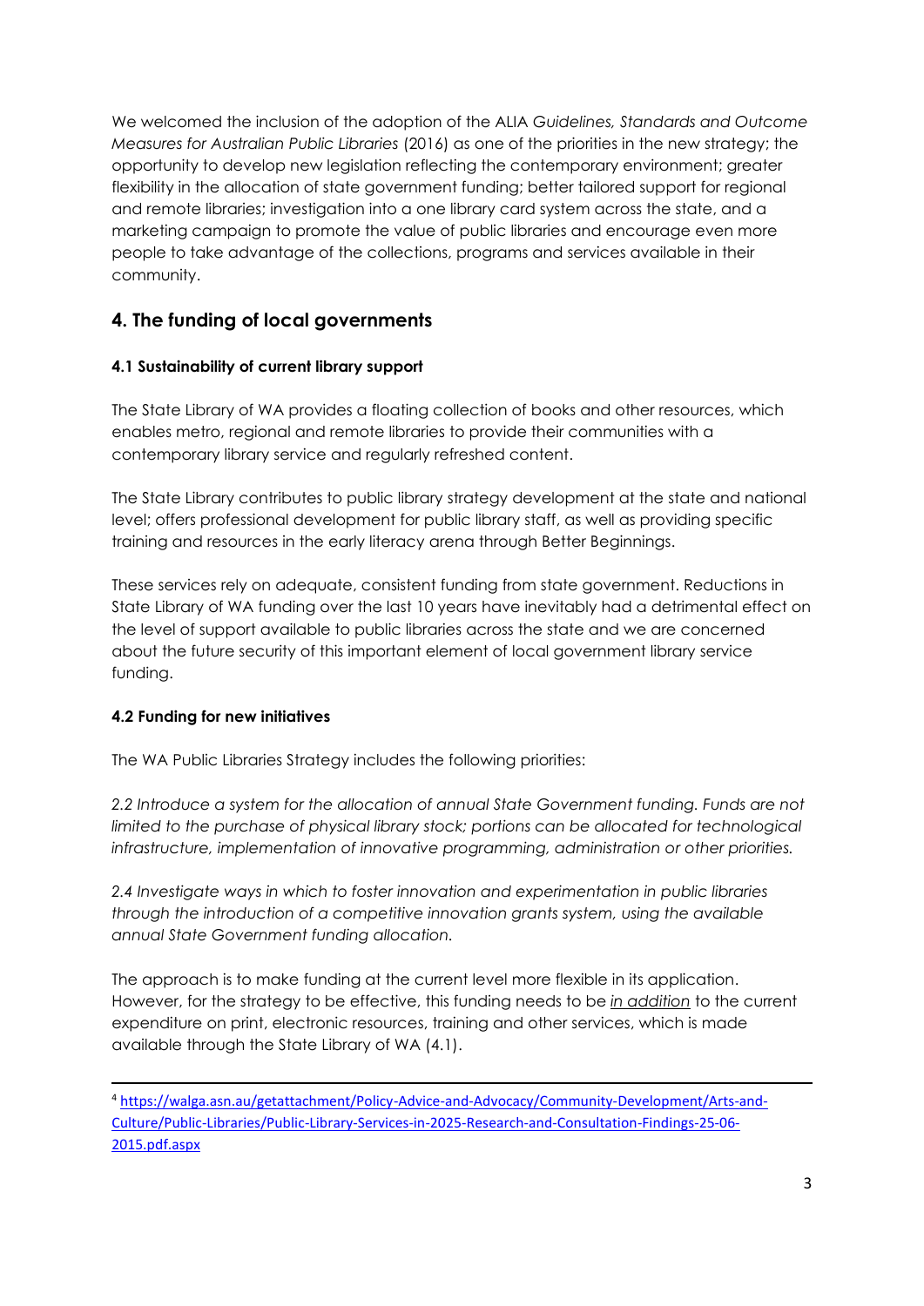We welcomed the inclusion of the adoption of the ALIA *Guidelines, Standards and Outcome Measures for Australian Public Libraries* (2016) as one of the priorities in the new strategy; the opportunity to develop new legislation reflecting the contemporary environment; greater flexibility in the allocation of state government funding; better tailored support for regional and remote libraries; investigation into a one library card system across the state, and a marketing campaign to promote the value of public libraries and encourage even more people to take advantage of the collections, programs and services available in their community.

## 4. The funding of local governments

### 4.1 Sustainability of current library support

The State Library of WA provides a floating collection of books and other resources, which enables metro, regional and remote libraries to provide their communities with a contemporary library service and regularly refreshed content.

The State Library contributes to public library strategy development at the state and national level; offers professional development for public library staff, as well as providing specific training and resources in the early literacy arena through Better Beginnings.

These services rely on adequate, consistent funding from state government. Reductions in State Library of WA funding over the last 10 years have inevitably had a detrimental effect on the level of support available to public libraries across the state and we are concerned about the future security of this important element of local government library service funding.

### 4.2 Funding for new initiatives

The WA Public Libraries Strategy includes the following priorities:

*2.2 Introduce a system for the allocation of annual State Government funding. Funds are not limited to the purchase of physical library stock; portions can be allocated for technological infrastructure, implementation of innovative programming, administration or other priorities.*

*2.4 Investigate ways in which to foster innovation and experimentation in public libraries through the introduction of a competitive innovation grants system, using the available annual State Government funding allocation.*

The approach is to make funding at the current level more flexible in its application. However, for the strategy to be effective, this funding needs to be *in addition* to the current expenditure on print, electronic resources, training and other services, which is made available through the State Library of WA (4.1).

---

[4] https://walga.asn.au/getattachment/Policy-Advice-and-Advocacy/Community-Development/Arts-and-Culture/Public-Libraries/Public-Library-Services-in-2025-Research-and-Consultation-Findings-25-06-2015.pdf.aspx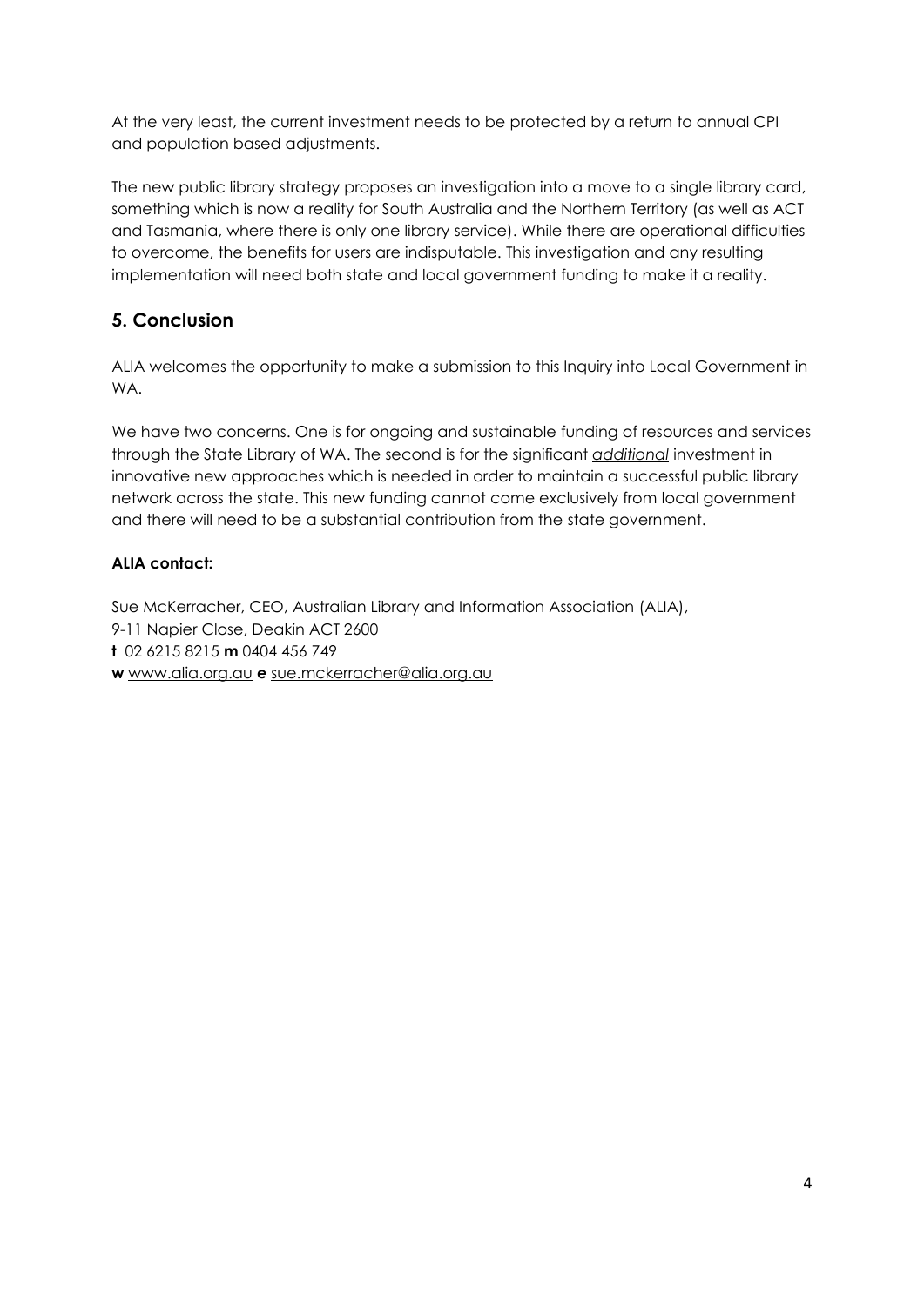At the very least, the current investment needs to be protected by a return to annual CPI and population based adjustments.

The new public library strategy proposes an investigation into a move to a single library card, something which is now a reality for South Australia and the Northern Territory (as well as ACT and Tasmania, where there is only one library service). While there are operational difficulties to overcome, the benefits for users are indisputable. This investigation and any resulting implementation will need both state and local government funding to make it a reality.

## 5. Conclusion

ALIA welcomes the opportunity to make a submission to this Inquiry into Local Government in WA.

We have two concerns. One is for ongoing and sustainable funding of resources and services through the State Library of WA. The second is for the significant *additional* investment in innovative new approaches which is needed in order to maintain a successful public library network across the state. This new funding cannot come exclusively from local government and there will need to be a substantial contribution from the state government.

**ALIA contact:**

Sue McKerracher, CEO, Australian Library and Information Association (ALIA),
9-11 Napier Close, Deakin ACT 2600
**t** 02 6215 8215 **m** 0404 456 749
**w** www.alia.org.au **e** sue.mckerracher@alia.org.au